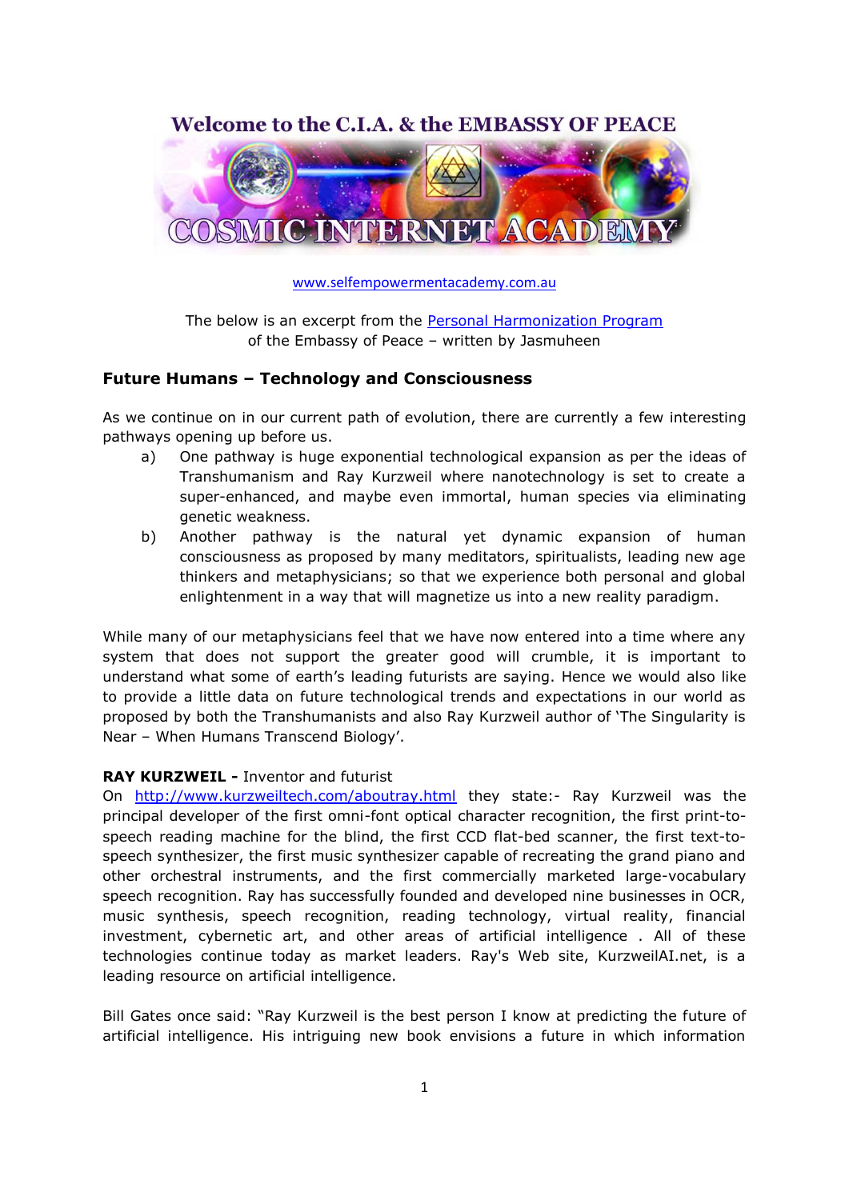Welcome to the C.I.A. & the EMBASSY OF PEACE

COSMIC INTERNET ACADEMY

www.selfempowermentacademy.com.au

The below is an excerpt from the Personal Harmonization Program of the Embassy of Peace – written by Jasmuheen

## Future Humans – Technology and Consciousness

As we continue on in our current path of evolution, there are currently a few interesting pathways opening up before us.

a) One pathway is huge exponential technological expansion as per the ideas of Transhumanism and Ray Kurzweil where nanotechnology is set to create a super-enhanced, and maybe even immortal, human species via eliminating genetic weakness.

b) Another pathway is the natural yet dynamic expansion of human consciousness as proposed by many meditators, spiritualists, leading new age thinkers and metaphysicians; so that we experience both personal and global enlightenment in a way that will magnetize us into a new reality paradigm.

While many of our metaphysicians feel that we have now entered into a time where any system that does not support the greater good will crumble, it is important to understand what some of earth's leading futurists are saying. Hence we would also like to provide a little data on future technological trends and expectations in our world as proposed by both the Transhumanists and also Ray Kurzweil author of 'The Singularity is Near – When Humans Transcend Biology'.

**RAY KURZWEIL -** Inventor and futurist

On http://www.kurzweiltech.com/aboutray.html they state:- Ray Kurzweil was the principal developer of the first omni-font optical character recognition, the first print-to-speech reading machine for the blind, the first CCD flat-bed scanner, the first text-to-speech synthesizer, the first music synthesizer capable of recreating the grand piano and other orchestral instruments, and the first commercially marketed large-vocabulary speech recognition. Ray has successfully founded and developed nine businesses in OCR, music synthesis, speech recognition, reading technology, virtual reality, financial investment, cybernetic art, and other areas of artificial intelligence . All of these technologies continue today as market leaders. Ray's Web site, KurzweilAI.net, is a leading resource on artificial intelligence.

Bill Gates once said: "Ray Kurzweil is the best person I know at predicting the future of artificial intelligence. His intriguing new book envisions a future in which information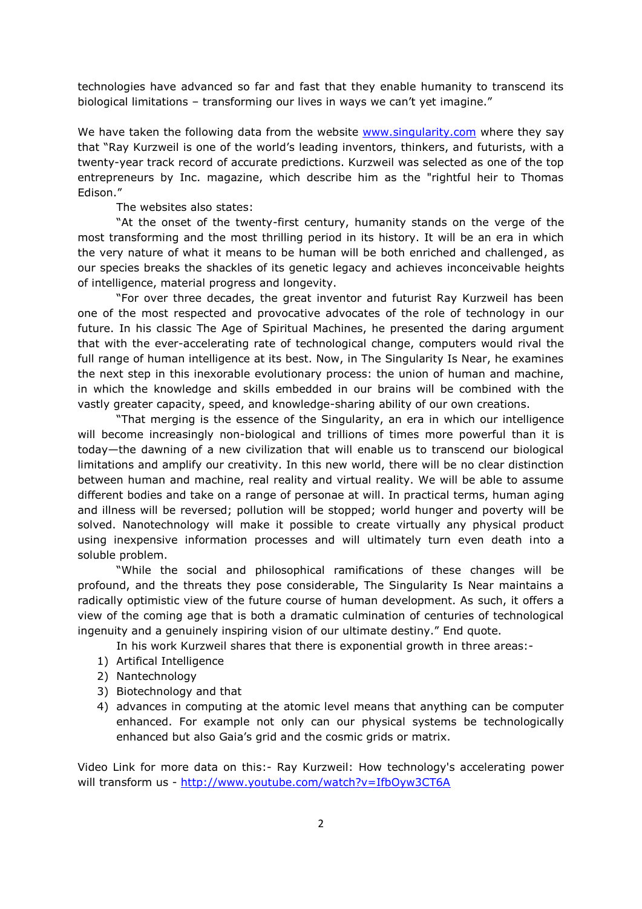technologies have advanced so far and fast that they enable humanity to transcend its biological limitations – transforming our lives in ways we can't yet imagine."

We have taken the following data from the website [www.singularity.com](http://www.singularity.com) where they say that "Ray Kurzweil is one of the world's leading inventors, thinkers, and futurists, with a twenty-year track record of accurate predictions. Kurzweil was selected as one of the top entrepreneurs by Inc. magazine, which describe him as the "rightful heir to Thomas Edison."

The websites also states:

"At the onset of the twenty-first century, humanity stands on the verge of the most transforming and the most thrilling period in its history. It will be an era in which the very nature of what it means to be human will be both enriched and challenged, as our species breaks the shackles of its genetic legacy and achieves inconceivable heights of intelligence, material progress and longevity.

"For over three decades, the great inventor and futurist Ray Kurzweil has been one of the most respected and provocative advocates of the role of technology in our future. In his classic The Age of Spiritual Machines, he presented the daring argument that with the ever-accelerating rate of technological change, computers would rival the full range of human intelligence at its best. Now, in The Singularity Is Near, he examines the next step in this inexorable evolutionary process: the union of human and machine, in which the knowledge and skills embedded in our brains will be combined with the vastly greater capacity, speed, and knowledge-sharing ability of our own creations.

"That merging is the essence of the Singularity, an era in which our intelligence will become increasingly non-biological and trillions of times more powerful than it is today—the dawning of a new civilization that will enable us to transcend our biological limitations and amplify our creativity. In this new world, there will be no clear distinction between human and machine, real reality and virtual reality. We will be able to assume different bodies and take on a range of personae at will. In practical terms, human aging and illness will be reversed; pollution will be stopped; world hunger and poverty will be solved. Nanotechnology will make it possible to create virtually any physical product using inexpensive information processes and will ultimately turn even death into a soluble problem.

"While the social and philosophical ramifications of these changes will be profound, and the threats they pose considerable, The Singularity Is Near maintains a radically optimistic view of the future course of human development. As such, it offers a view of the coming age that is both a dramatic culmination of centuries of technological ingenuity and a genuinely inspiring vision of our ultimate destiny." End quote.

In his work Kurzweil shares that there is exponential growth in three areas:-

1) Artifical Intelligence
2) Nantechnology
3) Biotechnology and that
4) advances in computing at the atomic level means that anything can be computer enhanced. For example not only can our physical systems be technologically enhanced but also Gaia's grid and the cosmic grids or matrix.

Video Link for more data on this:- Ray Kurzweil: How technology's accelerating power will transform us - [http://www.youtube.com/watch?v=IfbOyw3CT6A](http://www.youtube.com/watch?v=IfbOyw3CT6A)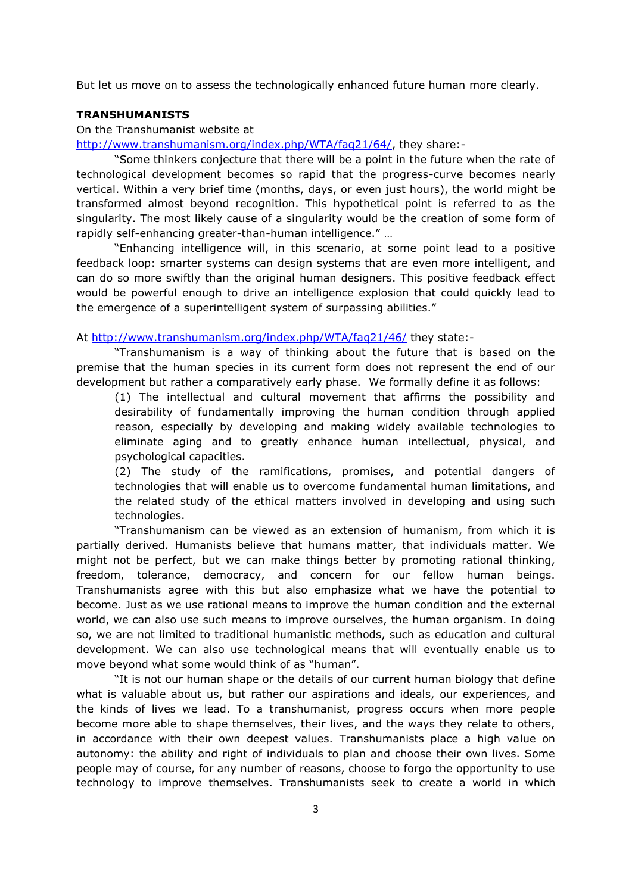But let us move on to assess the technologically enhanced future human more clearly.

**TRANSHUMANISTS**

On the Transhumanist website at [http://www.transhumanism.org/index.php/WTA/faq21/64/](http://www.transhumanism.org/index.php/WTA/faq21/64/), they share:-

"Some thinkers conjecture that there will be a point in the future when the rate of technological development becomes so rapid that the progress-curve becomes nearly vertical. Within a very brief time (months, days, or even just hours), the world might be transformed almost beyond recognition. This hypothetical point is referred to as the singularity. The most likely cause of a singularity would be the creation of some form of rapidly self-enhancing greater-than-human intelligence." …

"Enhancing intelligence will, in this scenario, at some point lead to a positive feedback loop: smarter systems can design systems that are even more intelligent, and can do so more swiftly than the original human designers. This positive feedback effect would be powerful enough to drive an intelligence explosion that could quickly lead to the emergence of a superintelligent system of surpassing abilities."

At [http://www.transhumanism.org/index.php/WTA/faq21/46/](http://www.transhumanism.org/index.php/WTA/faq21/46/) they state:-

"Transhumanism is a way of thinking about the future that is based on the premise that the human species in its current form does not represent the end of our development but rather a comparatively early phase. We formally define it as follows:

> (1) The intellectual and cultural movement that affirms the possibility and desirability of fundamentally improving the human condition through applied reason, especially by developing and making widely available technologies to eliminate aging and to greatly enhance human intellectual, physical, and psychological capacities.
>
> (2) The study of the ramifications, promises, and potential dangers of technologies that will enable us to overcome fundamental human limitations, and the related study of the ethical matters involved in developing and using such technologies.

"Transhumanism can be viewed as an extension of humanism, from which it is partially derived. Humanists believe that humans matter, that individuals matter. We might not be perfect, but we can make things better by promoting rational thinking, freedom, tolerance, democracy, and concern for our fellow human beings. Transhumanists agree with this but also emphasize what we have the potential to become. Just as we use rational means to improve the human condition and the external world, we can also use such means to improve ourselves, the human organism. In doing so, we are not limited to traditional humanistic methods, such as education and cultural development. We can also use technological means that will eventually enable us to move beyond what some would think of as "human".

"It is not our human shape or the details of our current human biology that define what is valuable about us, but rather our aspirations and ideals, our experiences, and the kinds of lives we lead. To a transhumanist, progress occurs when more people become more able to shape themselves, their lives, and the ways they relate to others, in accordance with their own deepest values. Transhumanists place a high value on autonomy: the ability and right of individuals to plan and choose their own lives. Some people may of course, for any number of reasons, choose to forgo the opportunity to use technology to improve themselves. Transhumanists seek to create a world in which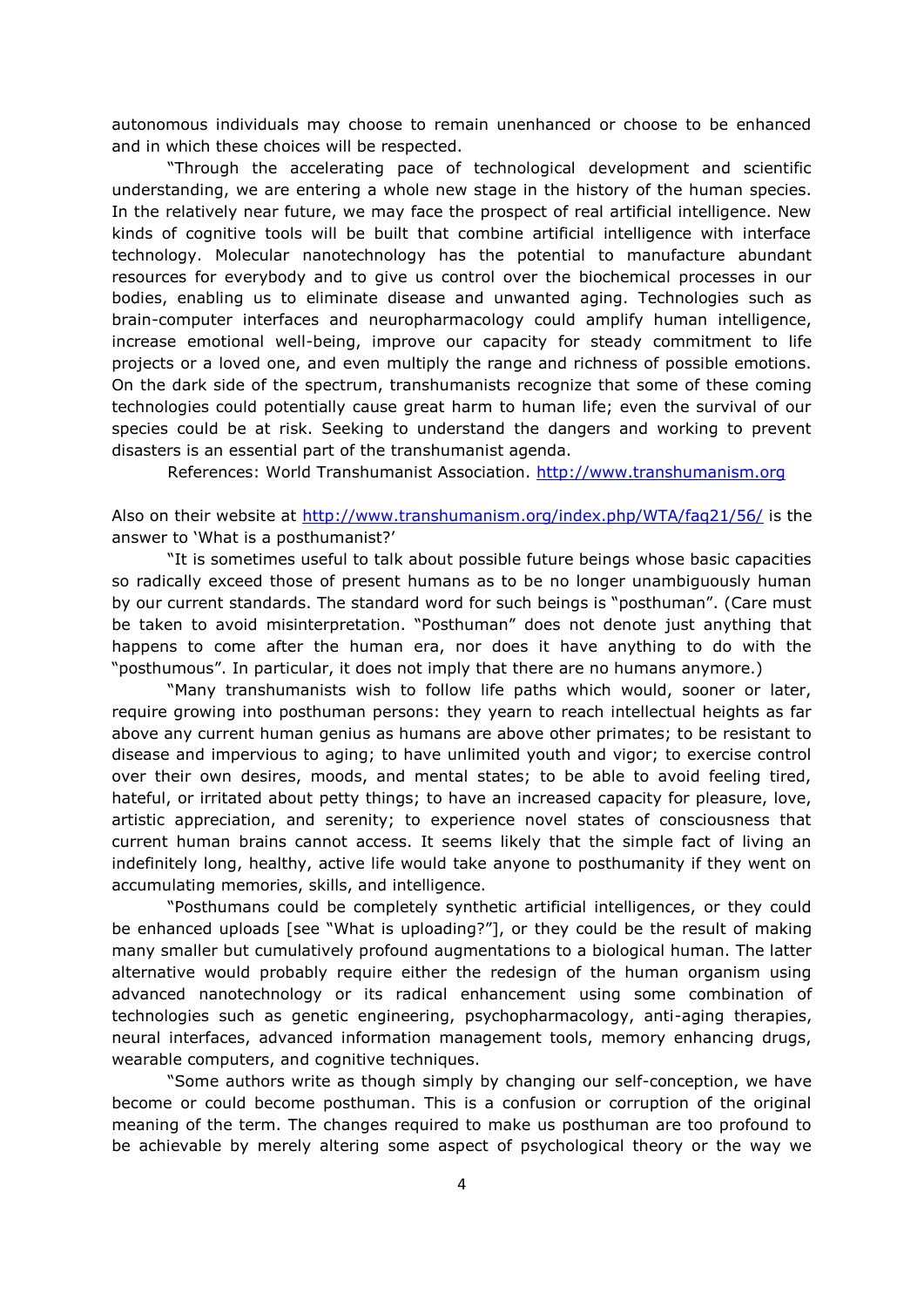autonomous individuals may choose to remain unenhanced or choose to be enhanced and in which these choices will be respected.

"Through the accelerating pace of technological development and scientific understanding, we are entering a whole new stage in the history of the human species. In the relatively near future, we may face the prospect of real artificial intelligence. New kinds of cognitive tools will be built that combine artificial intelligence with interface technology. Molecular nanotechnology has the potential to manufacture abundant resources for everybody and to give us control over the biochemical processes in our bodies, enabling us to eliminate disease and unwanted aging. Technologies such as brain-computer interfaces and neuropharmacology could amplify human intelligence, increase emotional well-being, improve our capacity for steady commitment to life projects or a loved one, and even multiply the range and richness of possible emotions. On the dark side of the spectrum, transhumanists recognize that some of these coming technologies could potentially cause great harm to human life; even the survival of our species could be at risk. Seeking to understand the dangers and working to prevent disasters is an essential part of the transhumanist agenda.

References: World Transhumanist Association. [http://www.transhumanism.org](http://www.transhumanism.org)

Also on their website at [http://www.transhumanism.org/index.php/WTA/faq21/56/](http://www.transhumanism.org/index.php/WTA/faq21/56/) is the answer to 'What is a posthumanist?'

"It is sometimes useful to talk about possible future beings whose basic capacities so radically exceed those of present humans as to be no longer unambiguously human by our current standards. The standard word for such beings is "posthuman". (Care must be taken to avoid misinterpretation. "Posthuman" does not denote just anything that happens to come after the human era, nor does it have anything to do with the "posthumous". In particular, it does not imply that there are no humans anymore.)

"Many transhumanists wish to follow life paths which would, sooner or later, require growing into posthuman persons: they yearn to reach intellectual heights as far above any current human genius as humans are above other primates; to be resistant to disease and impervious to aging; to have unlimited youth and vigor; to exercise control over their own desires, moods, and mental states; to be able to avoid feeling tired, hateful, or irritated about petty things; to have an increased capacity for pleasure, love, artistic appreciation, and serenity; to experience novel states of consciousness that current human brains cannot access. It seems likely that the simple fact of living an indefinitely long, healthy, active life would take anyone to posthumanity if they went on accumulating memories, skills, and intelligence.

"Posthumans could be completely synthetic artificial intelligences, or they could be enhanced uploads [see "What is uploading?"], or they could be the result of making many smaller but cumulatively profound augmentations to a biological human. The latter alternative would probably require either the redesign of the human organism using advanced nanotechnology or its radical enhancement using some combination of technologies such as genetic engineering, psychopharmacology, anti-aging therapies, neural interfaces, advanced information management tools, memory enhancing drugs, wearable computers, and cognitive techniques.

"Some authors write as though simply by changing our self-conception, we have become or could become posthuman. This is a confusion or corruption of the original meaning of the term. The changes required to make us posthuman are too profound to be achievable by merely altering some aspect of psychological theory or the way we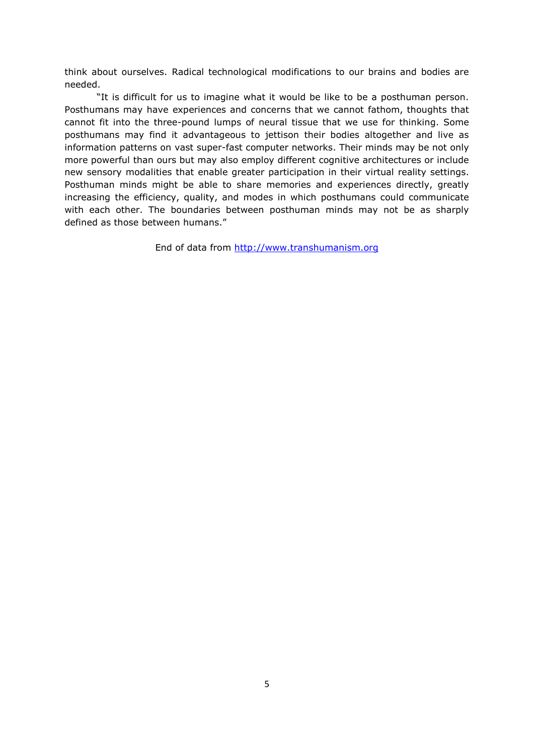think about ourselves. Radical technological modifications to our brains and bodies are needed.

"It is difficult for us to imagine what it would be like to be a posthuman person. Posthumans may have experiences and concerns that we cannot fathom, thoughts that cannot fit into the three-pound lumps of neural tissue that we use for thinking. Some posthumans may find it advantageous to jettison their bodies altogether and live as information patterns on vast super-fast computer networks. Their minds may be not only more powerful than ours but may also employ different cognitive architectures or include new sensory modalities that enable greater participation in their virtual reality settings. Posthuman minds might be able to share memories and experiences directly, greatly increasing the efficiency, quality, and modes in which posthumans could communicate with each other. The boundaries between posthuman minds may not be as sharply defined as those between humans."

End of data from [http://www.transhumanism.org](http://www.transhumanism.org)